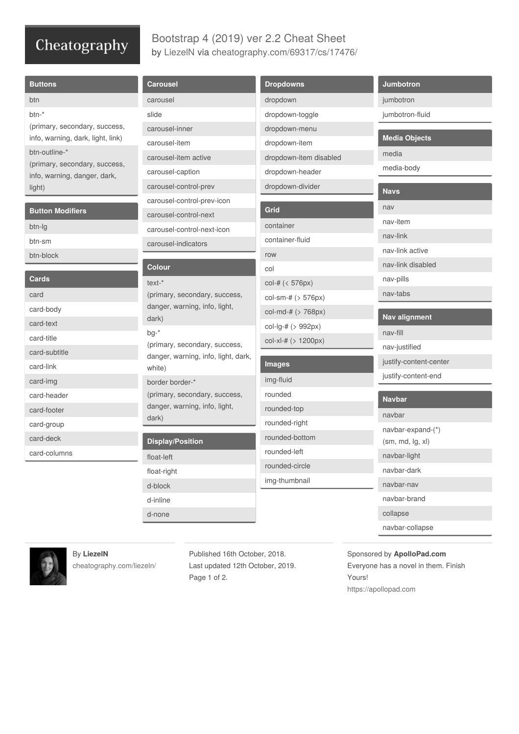# Bootstrap 4 (2019) ver 2.2 Cheat Sheet

by LiezelN via cheatography.com/69317/cs/17476/

## Buttons

- btn
- btn-*
  (primary, secondary, success, info, warning, dark, light, link)
- btn-outline-*
  (primary, secondary, success, info, warning, danger, dark, light)

## Button Modifiers

- btn-lg
- btn-sm
- btn-block

## Cards

- card
- card-body
- card-text
- card-title
- card-subtitle
- card-link
- card-img
- card-header
- card-footer
- card-group
- card-deck
- card-columns

## Carousel

- carousel
- slide
- carousel-inner
- carousel-item
- carousel-item active
- carousel-caption
- carousel-control-prev
- carousel-control-prev-icon
- carousel-control-next
- carousel-control-next-icon
- carousel-indicators

## Colour

- text-*
  (primary, secondary, success, danger, warning, info, light, dark)
- bg-*
  (primary, secondary, success, danger, warning, info, light, dark, white)
- border border-*
  (primary, secondary, success, danger, warning, info, light, dark)

## Display/Position

- float-left
- float-right
- d-block
- d-inline
- d-none

## Dropdowns

- dropdown
- dropdown-toggle
- dropdown-menu
- dropdown-item
- dropdown-item disabled
- dropdown-header
- dropdown-divider

## Grid

- container
- container-fluid
- row
- col
- col-# (< 576px)
- col-sm-# (> 576px)
- col-md-# (> 768px)
- col-lg-# (> 992px)
- col-xl-# (> 1200px)

## Images

- img-fluid
- rounded
- rounded-top
- rounded-right
- rounded-bottom
- rounded-left
- rounded-circle
- img-thumbnail

## Jumbotron

- jumbotron
- jumbotron-fluid

## Media Objects

- media
- media-body

## Navs

- nav
- nav-item
- nav-link
- nav-link active
- nav-link disabled
- nav-pills
- nav-tabs

## Nav alignment

- nav-fill
- nav-justified
- justify-content-center
- justify-content-end

## Navbar

- navbar
- navbar-expand-(*)
  (sm, md, lg, xl)
- navbar-light
- navbar-dark
- navbar-nav
- navbar-brand
- collapse
- navbar-collapse

By **LiezelN**
cheatography.com/liezeln/

Published 16th October, 2018.
Last updated 12th October, 2019.

Sponsored by **ApolloPad.com**
Everyone has a novel in them. Finish Yours!
https://apollopad.com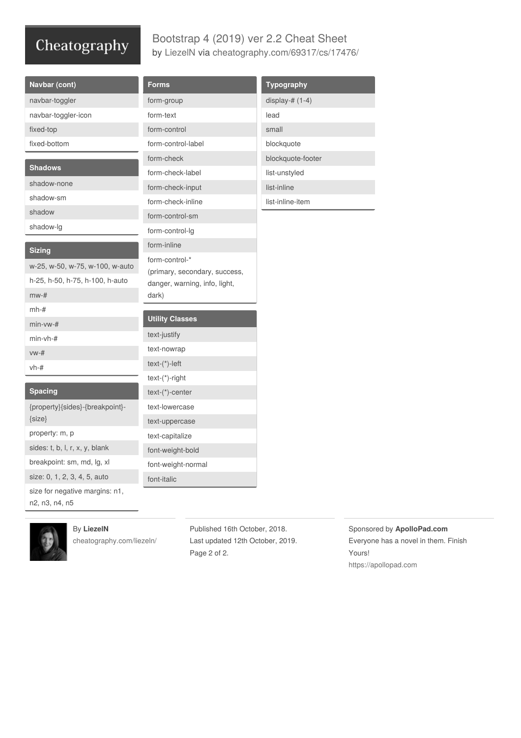# Bootstrap 4 (2019) ver 2.2 Cheat Sheet
by LiezelN via cheatography.com/69317/cs/17476/

## Navbar (cont)

| |
|---|
| navbar-toggler |
| navbar-toggler-icon |
| fixed-top |
| fixed-bottom |

## Shadows

| |
|---|
| shadow-none |
| shadow-sm |
| shadow |
| shadow-lg |

## Sizing

| |
|---|
| w-25, w-50, w-75, w-100, w-auto |
| h-25, h-50, h-75, h-100, h-auto |
| mw-# |
| mh-# |
| min-vw-# |
| min-vh-# |
| vw-# |
| vh-# |

## Spacing

| |
|---|
| {property}{sides}-{breakpoint}-{size} |
| property: m, p |
| sides: t, b, l, r, x, y, blank |
| breakpoint: sm, md, lg, xl |
| size: 0, 1, 2, 3, 4, 5, auto |
| size for negative margins: n1, n2, n3, n4, n5 |

## Forms

| |
|---|
| form-group |
| form-text |
| form-control |
| form-control-label |
| form-check |
| form-check-label |
| form-check-input |
| form-check-inline |
| form-control-sm |
| form-control-lg |
| form-inline |
| form-control-* (primary, secondary, success, danger, warning, info, light, dark) |

## Utility Classes

| |
|---|
| text-justify |
| text-nowrap |
| text-(*)-left |
| text-(*)-right |
| text-(*)-center |
| text-lowercase |
| text-uppercase |
| text-capitalize |
| font-weight-bold |
| font-weight-normal |
| font-italic |

## Typography

| |
|---|
| display-# (1-4) |
| lead |
| small |
| blockquote |
| blockquote-footer |
| list-unstyled |
| list-inline |
| list-inline-item |

By **LiezelN**
cheatography.com/liezeln/

Published 16th October, 2018.
Last updated 12th October, 2019.

Sponsored by **ApolloPad.com**
Everyone has a novel in them. Finish Yours!
https://apollopad.com